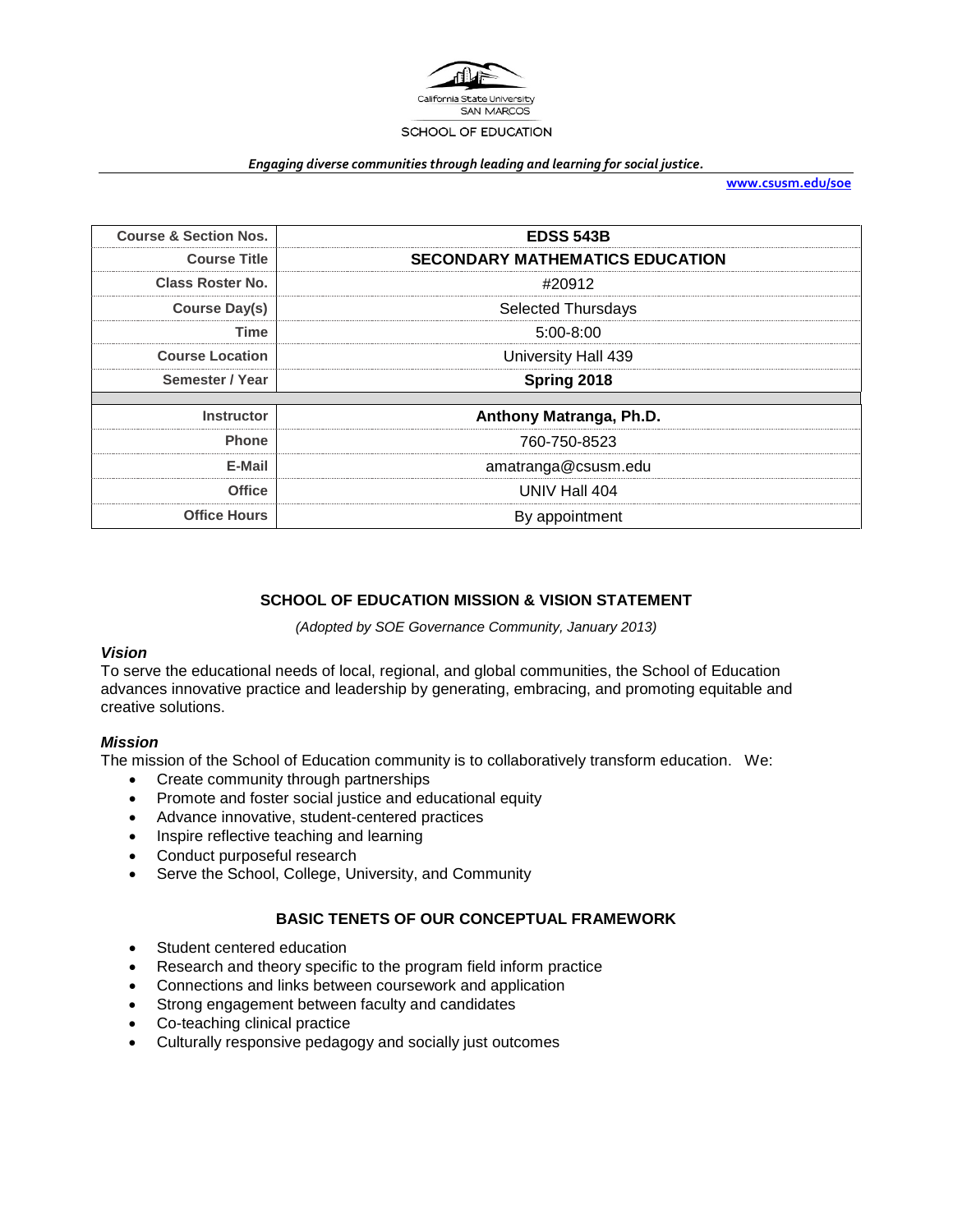California State University
SAN MARCOS
SCHOOL OF EDUCATION

*Engaging diverse communities through leading and learning for social justice.*

**www.csusm.edu/soe**

| Course & Section Nos. | EDSS 543B |
|---|---|
| Course Title | SECONDARY MATHEMATICS EDUCATION |
| Class Roster No. | #20912 |
| Course Day(s) | Selected Thursdays |
| Time | 5:00-8:00 |
| Course Location | University Hall 439 |
| Semester / Year | Spring 2018 |
| Instructor | Anthony Matranga, Ph.D. |
| Phone | 760-750-8523 |
| E-Mail | amatranga@csusm.edu |
| Office | UNIV Hall 404 |
| Office Hours | By appointment |

## SCHOOL OF EDUCATION MISSION & VISION STATEMENT

*(Adopted by SOE Governance Community, January 2013)*

### *Vision*

To serve the educational needs of local, regional, and global communities, the School of Education advances innovative practice and leadership by generating, embracing, and promoting equitable and creative solutions.

### *Mission*

The mission of the School of Education community is to collaboratively transform education. We:

- Create community through partnerships
- Promote and foster social justice and educational equity
- Advance innovative, student-centered practices
- Inspire reflective teaching and learning
- Conduct purposeful research
- Serve the School, College, University, and Community

## BASIC TENETS OF OUR CONCEPTUAL FRAMEWORK

- Student centered education
- Research and theory specific to the program field inform practice
- Connections and links between coursework and application
- Strong engagement between faculty and candidates
- Co-teaching clinical practice
- Culturally responsive pedagogy and socially just outcomes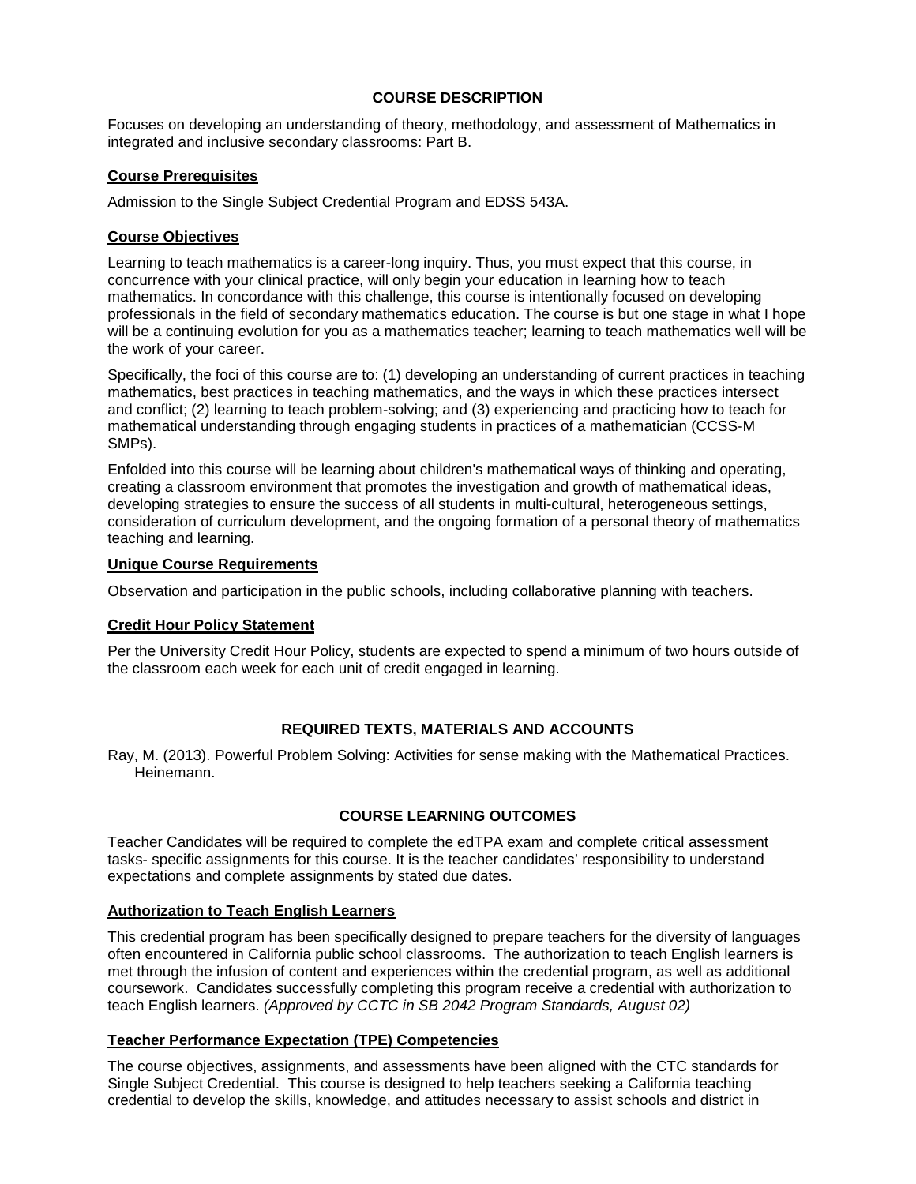## COURSE DESCRIPTION

Focuses on developing an understanding of theory, methodology, and assessment of Mathematics in integrated and inclusive secondary classrooms: Part B.

### Course Prerequisites

Admission to the Single Subject Credential Program and EDSS 543A.

### Course Objectives

Learning to teach mathematics is a career-long inquiry. Thus, you must expect that this course, in concurrence with your clinical practice, will only begin your education in learning how to teach mathematics. In concordance with this challenge, this course is intentionally focused on developing professionals in the field of secondary mathematics education. The course is but one stage in what I hope will be a continuing evolution for you as a mathematics teacher; learning to teach mathematics well will be the work of your career.

Specifically, the foci of this course are to: (1) developing an understanding of current practices in teaching mathematics, best practices in teaching mathematics, and the ways in which these practices intersect and conflict; (2) learning to teach problem-solving; and (3) experiencing and practicing how to teach for mathematical understanding through engaging students in practices of a mathematician (CCSS-M SMPs).

Enfolded into this course will be learning about children's mathematical ways of thinking and operating, creating a classroom environment that promotes the investigation and growth of mathematical ideas, developing strategies to ensure the success of all students in multi-cultural, heterogeneous settings, consideration of curriculum development, and the ongoing formation of a personal theory of mathematics teaching and learning.

### Unique Course Requirements

Observation and participation in the public schools, including collaborative planning with teachers.

### Credit Hour Policy Statement

Per the University Credit Hour Policy, students are expected to spend a minimum of two hours outside of the classroom each week for each unit of credit engaged in learning.

## REQUIRED TEXTS, MATERIALS AND ACCOUNTS

Ray, M. (2013). Powerful Problem Solving: Activities for sense making with the Mathematical Practices. Heinemann.

## COURSE LEARNING OUTCOMES

Teacher Candidates will be required to complete the edTPA exam and complete critical assessment tasks- specific assignments for this course. It is the teacher candidates' responsibility to understand expectations and complete assignments by stated due dates.

### Authorization to Teach English Learners

This credential program has been specifically designed to prepare teachers for the diversity of languages often encountered in California public school classrooms. The authorization to teach English learners is met through the infusion of content and experiences within the credential program, as well as additional coursework. Candidates successfully completing this program receive a credential with authorization to teach English learners. *(Approved by CCTC in SB 2042 Program Standards, August 02)*

### Teacher Performance Expectation (TPE) Competencies

The course objectives, assignments, and assessments have been aligned with the CTC standards for Single Subject Credential. This course is designed to help teachers seeking a California teaching credential to develop the skills, knowledge, and attitudes necessary to assist schools and district in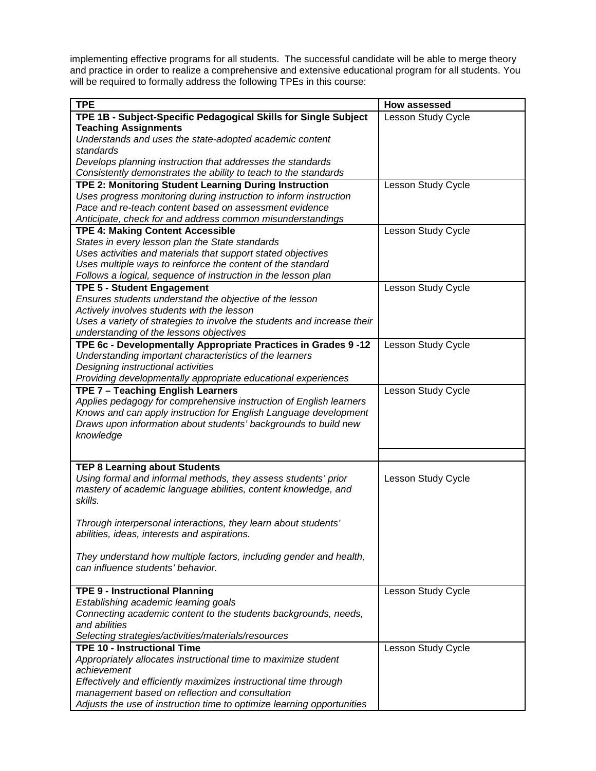implementing effective programs for all students. The successful candidate will be able to merge theory and practice in order to realize a comprehensive and extensive educational program for all students. You will be required to formally address the following TPEs in this course:

| TPE | How assessed |
|---|---|
| **TPE 1B - Subject-Specific Pedagogical Skills for Single Subject Teaching Assignments**<br>*Understands and uses the state-adopted academic content standards*<br>*Develops planning instruction that addresses the standards*<br>*Consistently demonstrates the ability to teach to the standards* | Lesson Study Cycle |
| **TPE 2: Monitoring Student Learning During Instruction**<br>*Uses progress monitoring during instruction to inform instruction*<br>*Pace and re-teach content based on assessment evidence*<br>*Anticipate, check for and address common misunderstandings* | Lesson Study Cycle |
| **TPE 4: Making Content Accessible**<br>*States in every lesson plan the State standards*<br>*Uses activities and materials that support stated objectives*<br>*Uses multiple ways to reinforce the content of the standard*<br>*Follows a logical, sequence of instruction in the lesson plan* | Lesson Study Cycle |
| **TPE 5 - Student Engagement**<br>*Ensures students understand the objective of the lesson*<br>*Actively involves students with the lesson*<br>*Uses a variety of strategies to involve the students and increase their understanding of the lessons objectives* | Lesson Study Cycle |
| **TPE 6c - Developmentally Appropriate Practices in Grades 9 -12**<br>*Understanding important characteristics of the learners*<br>*Designing instructional activities*<br>*Providing developmentally appropriate educational experiences* | Lesson Study Cycle |
| **TPE 7 – Teaching English Learners**<br>*Applies pedagogy for comprehensive instruction of English learners*<br>*Knows and can apply instruction for English Language development*<br>*Draws upon information about students' backgrounds to build new knowledge* | Lesson Study Cycle |
| | |
| **TEP 8 Learning about Students**<br>*Using formal and informal methods, they assess students' prior mastery of academic language abilities, content knowledge, and skills.*<br><br>*Through interpersonal interactions, they learn about students' abilities, ideas, interests and aspirations.*<br><br>*They understand how multiple factors, including gender and health, can influence students' behavior.* | Lesson Study Cycle |
| **TPE 9 - Instructional Planning**<br>*Establishing academic learning goals*<br>*Connecting academic content to the students backgrounds, needs, and abilities*<br>*Selecting strategies/activities/materials/resources* | Lesson Study Cycle |
| **TPE 10 - Instructional Time**<br>*Appropriately allocates instructional time to maximize student achievement*<br>*Effectively and efficiently maximizes instructional time through management based on reflection and consultation*<br>*Adjusts the use of instruction time to optimize learning opportunities* | Lesson Study Cycle |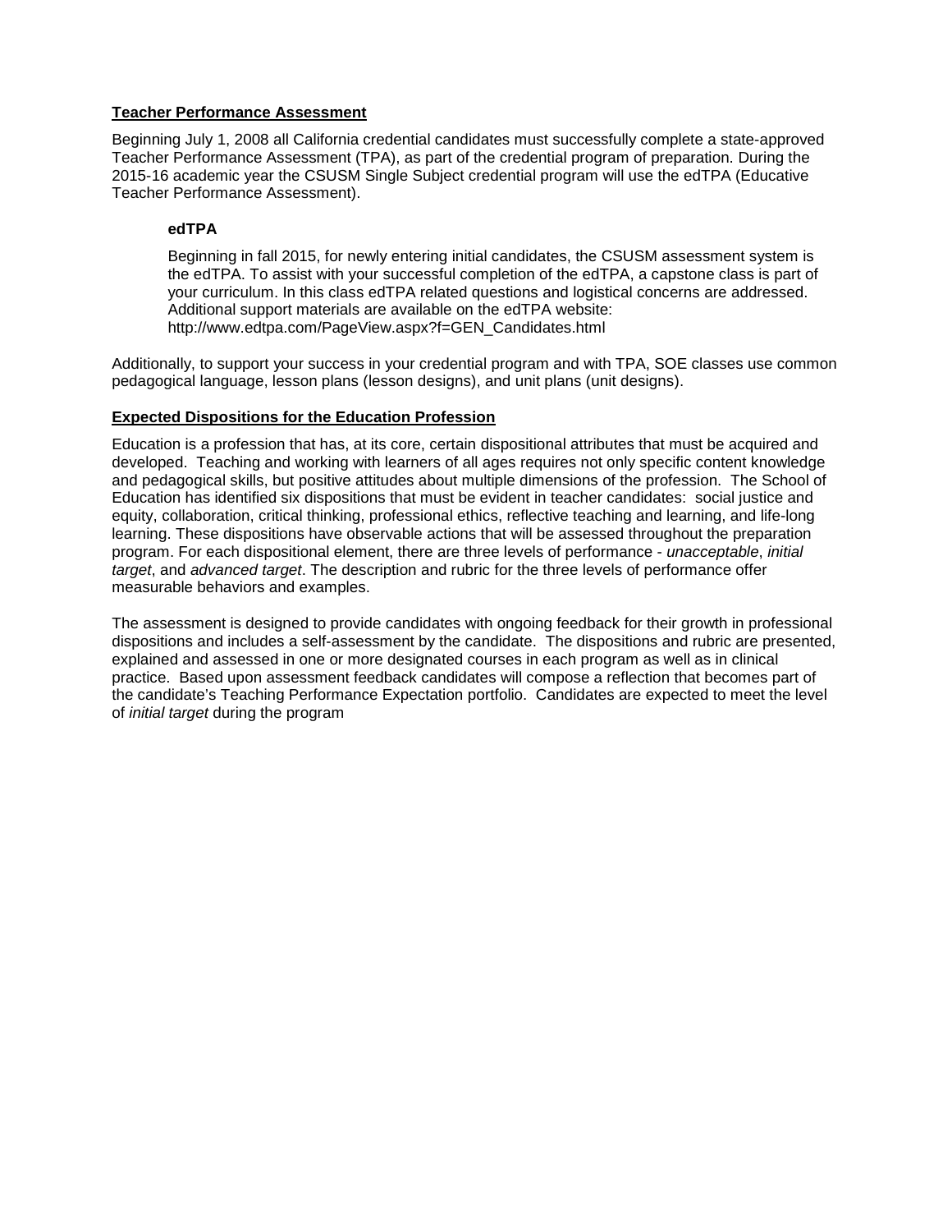## Teacher Performance Assessment

Beginning July 1, 2008 all California credential candidates must successfully complete a state-approved Teacher Performance Assessment (TPA), as part of the credential program of preparation. During the 2015-16 academic year the CSUSM Single Subject credential program will use the edTPA (Educative Teacher Performance Assessment).

### edTPA

Beginning in fall 2015, for newly entering initial candidates, the CSUSM assessment system is the edTPA. To assist with your successful completion of the edTPA, a capstone class is part of your curriculum. In this class edTPA related questions and logistical concerns are addressed. Additional support materials are available on the edTPA website: http://www.edtpa.com/PageView.aspx?f=GEN_Candidates.html

Additionally, to support your success in your credential program and with TPA, SOE classes use common pedagogical language, lesson plans (lesson designs), and unit plans (unit designs).

## Expected Dispositions for the Education Profession

Education is a profession that has, at its core, certain dispositional attributes that must be acquired and developed. Teaching and working with learners of all ages requires not only specific content knowledge and pedagogical skills, but positive attitudes about multiple dimensions of the profession. The School of Education has identified six dispositions that must be evident in teacher candidates: social justice and equity, collaboration, critical thinking, professional ethics, reflective teaching and learning, and life-long learning. These dispositions have observable actions that will be assessed throughout the preparation program. For each dispositional element, there are three levels of performance - *unacceptable*, *initial target*, and *advanced target*. The description and rubric for the three levels of performance offer measurable behaviors and examples.

The assessment is designed to provide candidates with ongoing feedback for their growth in professional dispositions and includes a self-assessment by the candidate. The dispositions and rubric are presented, explained and assessed in one or more designated courses in each program as well as in clinical practice. Based upon assessment feedback candidates will compose a reflection that becomes part of the candidate's Teaching Performance Expectation portfolio. Candidates are expected to meet the level of *initial target* during the program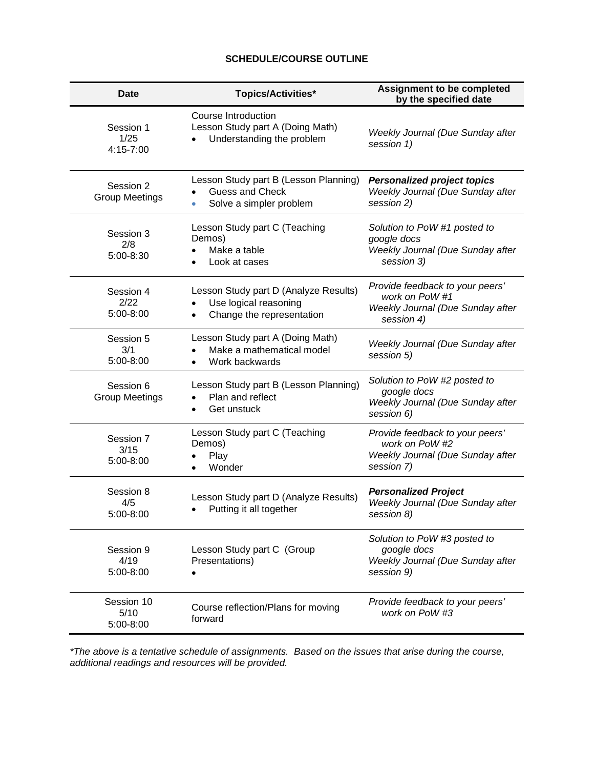**SCHEDULE/COURSE OUTLINE**

| Date | Topics/Activities* | Assignment to be completed by the specified date |
|---|---|---|
| Session 1<br>1/25<br>4:15-7:00 | Course Introduction<br>Lesson Study part A (Doing Math)<br>• Understanding the problem | *Weekly Journal (Due Sunday after session 1)* |
| Session 2<br>Group Meetings | Lesson Study part B (Lesson Planning)<br>• Guess and Check<br>• Solve a simpler problem | ***Personalized project topics***<br>*Weekly Journal (Due Sunday after session 2)* |
| Session 3<br>2/8<br>5:00-8:30 | Lesson Study part C (Teaching Demos)<br>• Make a table<br>• Look at cases | *Solution to PoW #1 posted to google docs*<br>*Weekly Journal (Due Sunday after session 3)* |
| Session 4<br>2/22<br>5:00-8:00 | Lesson Study part D (Analyze Results)<br>• Use logical reasoning<br>• Change the representation | *Provide feedback to your peers' work on PoW #1*<br>*Weekly Journal (Due Sunday after session 4)* |
| Session 5<br>3/1<br>5:00-8:00 | Lesson Study part A (Doing Math)<br>• Make a mathematical model<br>• Work backwards | *Weekly Journal (Due Sunday after session 5)* |
| Session 6<br>Group Meetings | Lesson Study part B (Lesson Planning)<br>• Plan and reflect<br>• Get unstuck | *Solution to PoW #2 posted to google docs*<br>*Weekly Journal (Due Sunday after session 6)* |
| Session 7<br>3/15<br>5:00-8:00 | Lesson Study part C (Teaching Demos)<br>• Play<br>• Wonder | *Provide feedback to your peers' work on PoW #2*<br>*Weekly Journal (Due Sunday after session 7)* |
| Session 8<br>4/5<br>5:00-8:00 | Lesson Study part D (Analyze Results)<br>• Putting it all together | ***Personalized Project***<br>*Weekly Journal (Due Sunday after session 8)* |
| Session 9<br>4/19<br>5:00-8:00 | Lesson Study part C (Group Presentations)<br>• | *Solution to PoW #3 posted to google docs*<br>*Weekly Journal (Due Sunday after session 9)* |
| Session 10<br>5/10<br>5:00-8:00 | Course reflection/Plans for moving forward | *Provide feedback to your peers' work on PoW #3* |

*\*The above is a tentative schedule of assignments. Based on the issues that arise during the course, additional readings and resources will be provided.*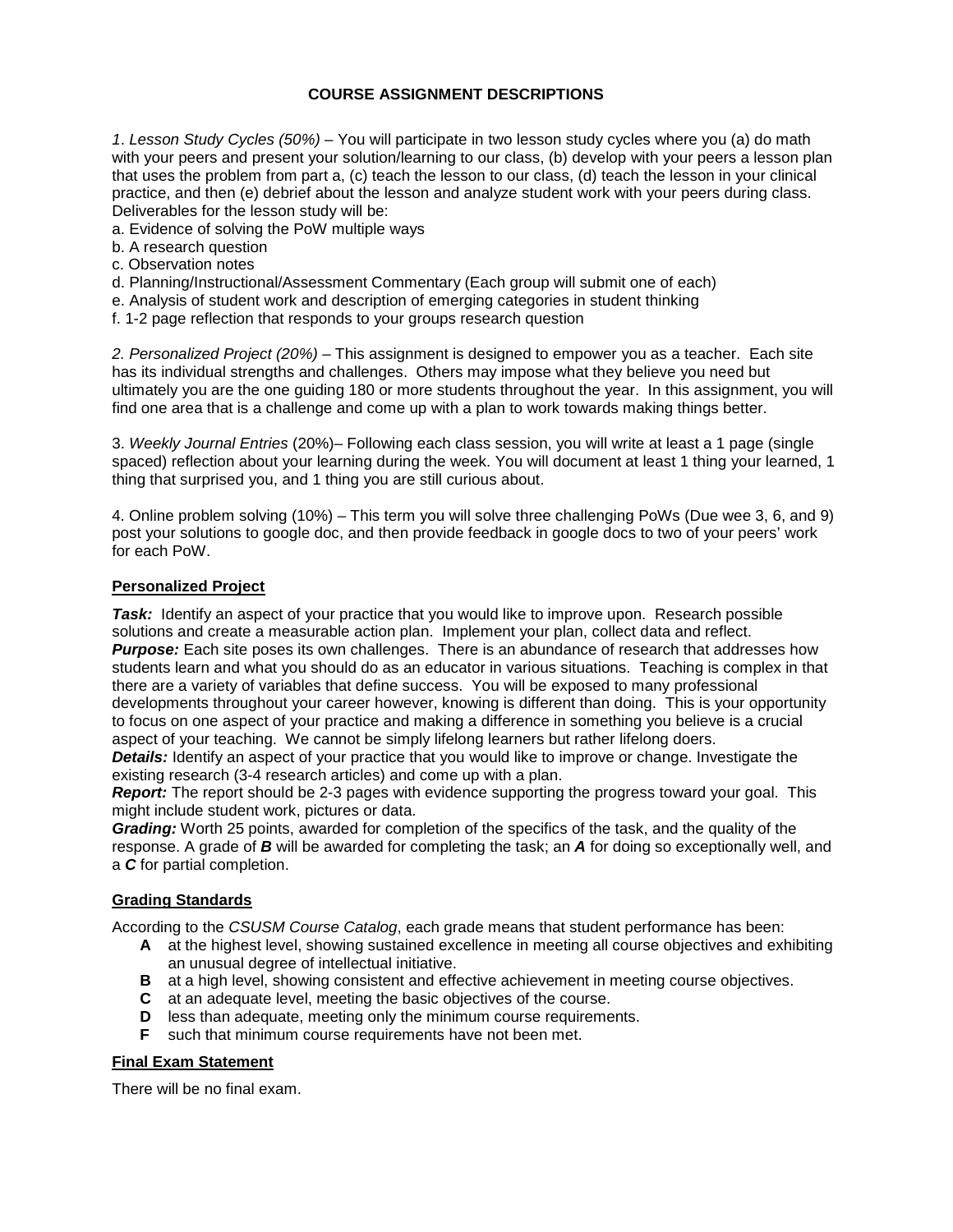## COURSE ASSIGNMENT DESCRIPTIONS

*1. Lesson Study Cycles (50%)* – You will participate in two lesson study cycles where you (a) do math with your peers and present your solution/learning to our class, (b) develop with your peers a lesson plan that uses the problem from part a, (c) teach the lesson to our class, (d) teach the lesson in your clinical practice, and then (e) debrief about the lesson and analyze student work with your peers during class. Deliverables for the lesson study will be:

a. Evidence of solving the PoW multiple ways
b. A research question
c. Observation notes
d. Planning/Instructional/Assessment Commentary (Each group will submit one of each)
e. Analysis of student work and description of emerging categories in student thinking
f. 1-2 page reflection that responds to your groups research question

*2. Personalized Project (20%)* – This assignment is designed to empower you as a teacher. Each site has its individual strengths and challenges. Others may impose what they believe you need but ultimately you are the one guiding 180 or more students throughout the year. In this assignment, you will find one area that is a challenge and come up with a plan to work towards making things better.

3. *Weekly Journal Entries* (20%)– Following each class session, you will write at least a 1 page (single spaced) reflection about your learning during the week. You will document at least 1 thing your learned, 1 thing that surprised you, and 1 thing you are still curious about.

4. Online problem solving (10%) – This term you will solve three challenging PoWs (Due wee 3, 6, and 9) post your solutions to google doc, and then provide feedback in google docs to two of your peers' work for each PoW.

### Personalized Project

***Task:*** Identify an aspect of your practice that you would like to improve upon. Research possible solutions and create a measurable action plan. Implement your plan, collect data and reflect.
***Purpose:*** Each site poses its own challenges. There is an abundance of research that addresses how students learn and what you should do as an educator in various situations. Teaching is complex in that there are a variety of variables that define success. You will be exposed to many professional developments throughout your career however, knowing is different than doing. This is your opportunity to focus on one aspect of your practice and making a difference in something you believe is a crucial aspect of your teaching. We cannot be simply lifelong learners but rather lifelong doers.
***Details:*** Identify an aspect of your practice that you would like to improve or change. Investigate the existing research (3-4 research articles) and come up with a plan.
***Report:*** The report should be 2-3 pages with evidence supporting the progress toward your goal. This might include student work, pictures or data.
***Grading:*** Worth 25 points, awarded for completion of the specifics of the task, and the quality of the response. A grade of ***B*** will be awarded for completing the task; an ***A*** for doing so exceptionally well, and a ***C*** for partial completion.

### Grading Standards

According to the *CSUSM Course Catalog*, each grade means that student performance has been:

- **A** at the highest level, showing sustained excellence in meeting all course objectives and exhibiting an unusual degree of intellectual initiative.
- **B** at a high level, showing consistent and effective achievement in meeting course objectives.
- **C** at an adequate level, meeting the basic objectives of the course.
- **D** less than adequate, meeting only the minimum course requirements.
- **F** such that minimum course requirements have not been met.

### Final Exam Statement

There will be no final exam.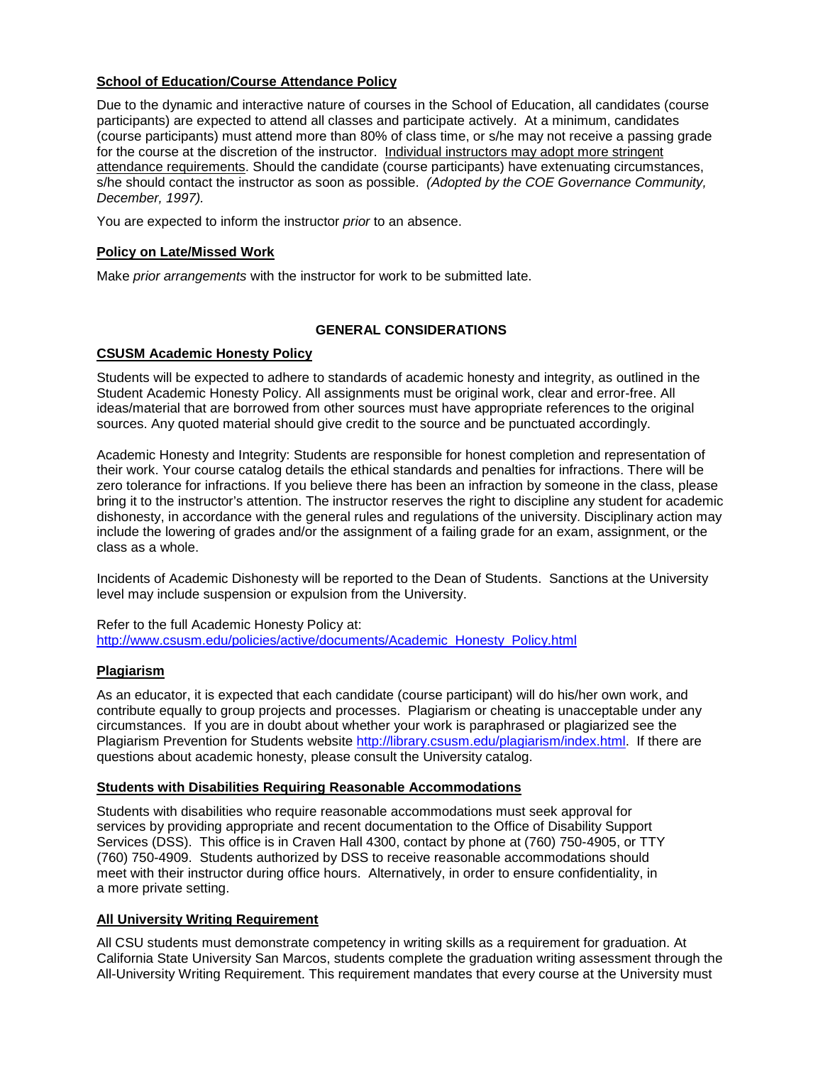**School of Education/Course Attendance Policy**

Due to the dynamic and interactive nature of courses in the School of Education, all candidates (course participants) are expected to attend all classes and participate actively. At a minimum, candidates (course participants) must attend more than 80% of class time, or s/he may not receive a passing grade for the course at the discretion of the instructor. Individual instructors may adopt more stringent attendance requirements. Should the candidate (course participants) have extenuating circumstances, s/he should contact the instructor as soon as possible. *(Adopted by the COE Governance Community, December, 1997).*

You are expected to inform the instructor *prior* to an absence.

**Policy on Late/Missed Work**

Make *prior arrangements* with the instructor for work to be submitted late.

## GENERAL CONSIDERATIONS

**CSUSM Academic Honesty Policy**

Students will be expected to adhere to standards of academic honesty and integrity, as outlined in the Student Academic Honesty Policy. All assignments must be original work, clear and error-free. All ideas/material that are borrowed from other sources must have appropriate references to the original sources. Any quoted material should give credit to the source and be punctuated accordingly.

Academic Honesty and Integrity: Students are responsible for honest completion and representation of their work. Your course catalog details the ethical standards and penalties for infractions. There will be zero tolerance for infractions. If you believe there has been an infraction by someone in the class, please bring it to the instructor's attention. The instructor reserves the right to discipline any student for academic dishonesty, in accordance with the general rules and regulations of the university. Disciplinary action may include the lowering of grades and/or the assignment of a failing grade for an exam, assignment, or the class as a whole.

Incidents of Academic Dishonesty will be reported to the Dean of Students. Sanctions at the University level may include suspension or expulsion from the University.

Refer to the full Academic Honesty Policy at:
http://www.csusm.edu/policies/active/documents/Academic_Honesty_Policy.html

**Plagiarism**

As an educator, it is expected that each candidate (course participant) will do his/her own work, and contribute equally to group projects and processes. Plagiarism or cheating is unacceptable under any circumstances. If you are in doubt about whether your work is paraphrased or plagiarized see the Plagiarism Prevention for Students website http://library.csusm.edu/plagiarism/index.html. If there are questions about academic honesty, please consult the University catalog.

**Students with Disabilities Requiring Reasonable Accommodations**

Students with disabilities who require reasonable accommodations must seek approval for services by providing appropriate and recent documentation to the Office of Disability Support Services (DSS). This office is in Craven Hall 4300, contact by phone at (760) 750-4905, or TTY (760) 750-4909. Students authorized by DSS to receive reasonable accommodations should meet with their instructor during office hours. Alternatively, in order to ensure confidentiality, in a more private setting.

**All University Writing Requirement**

All CSU students must demonstrate competency in writing skills as a requirement for graduation. At California State University San Marcos, students complete the graduation writing assessment through the All-University Writing Requirement. This requirement mandates that every course at the University must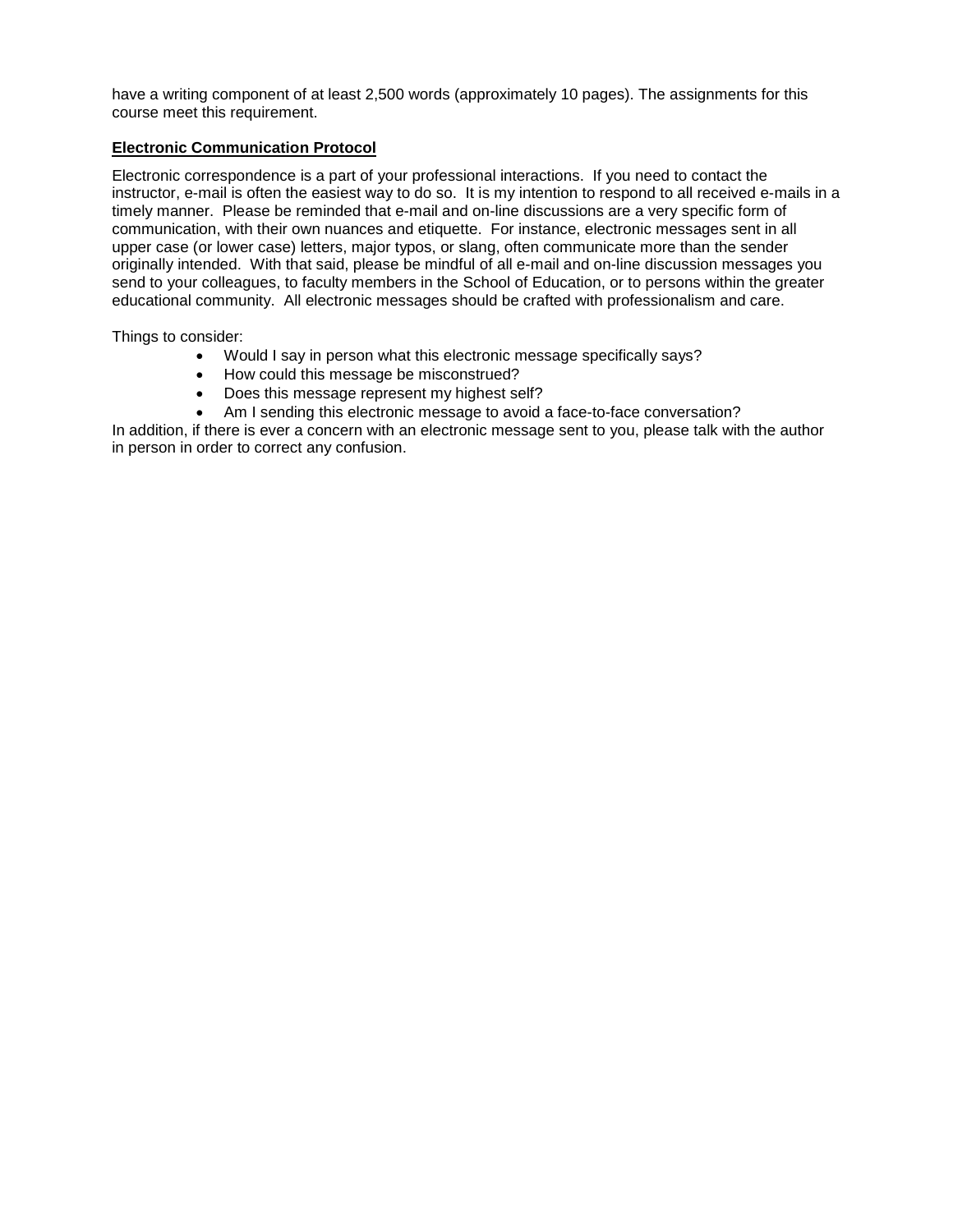have a writing component of at least 2,500 words (approximately 10 pages). The assignments for this course meet this requirement.

**Electronic Communication Protocol**

Electronic correspondence is a part of your professional interactions. If you need to contact the instructor, e-mail is often the easiest way to do so. It is my intention to respond to all received e-mails in a timely manner. Please be reminded that e-mail and on-line discussions are a very specific form of communication, with their own nuances and etiquette. For instance, electronic messages sent in all upper case (or lower case) letters, major typos, or slang, often communicate more than the sender originally intended. With that said, please be mindful of all e-mail and on-line discussion messages you send to your colleagues, to faculty members in the School of Education, or to persons within the greater educational community. All electronic messages should be crafted with professionalism and care.

Things to consider:

- Would I say in person what this electronic message specifically says?
- How could this message be misconstrued?
- Does this message represent my highest self?
- Am I sending this electronic message to avoid a face-to-face conversation?

In addition, if there is ever a concern with an electronic message sent to you, please talk with the author in person in order to correct any confusion.